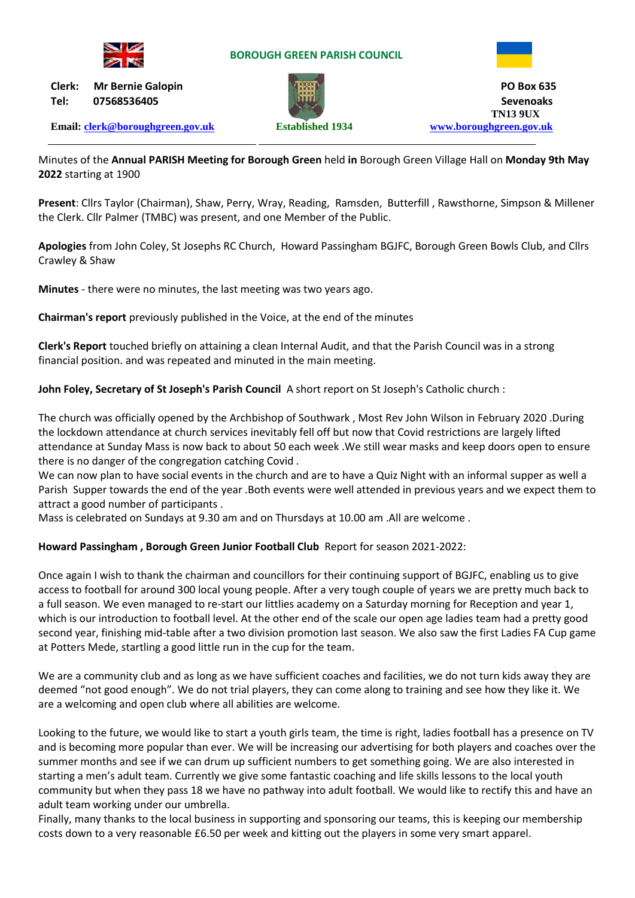**BOROUGH GREEN PARISH COUNCIL**

**Clerk: Mr Bernie Galopin**
**Tel: 07568536405**
**Email: [clerk@boroughgreen.gov.uk](mailto:clerk@boroughgreen.gov.uk)**

**Established 1934**

**PO Box 635**
**Sevenoaks**
**TN13 9UX**
**[www.boroughgreen.gov.uk](http://www.boroughgreen.gov.uk)**

---

Minutes of the **Annual PARISH Meeting for Borough Green** held **in** Borough Green Village Hall on **Monday 9th May 2022** starting at 1900

**Present**: Cllrs Taylor (Chairman), Shaw, Perry, Wray, Reading, Ramsden, Butterfill , Rawsthorne, Simpson & Millener the Clerk. Cllr Palmer (TMBC) was present, and one Member of the Public.

**Apologies** from John Coley, St Josephs RC Church, Howard Passingham BGJFC, Borough Green Bowls Club, and Cllrs Crawley & Shaw

**Minutes** - there were no minutes, the last meeting was two years ago.

**Chairman's report** previously published in the Voice, at the end of the minutes

**Clerk's Report** touched briefly on attaining a clean Internal Audit, and that the Parish Council was in a strong financial position. and was repeated and minuted in the main meeting.

**John Foley, Secretary of St Joseph's Parish Council** A short report on St Joseph's Catholic church :

The church was officially opened by the Archbishop of Southwark , Most Rev John Wilson in February 2020 .During the lockdown attendance at church services inevitably fell off but now that Covid restrictions are largely lifted attendance at Sunday Mass is now back to about 50 each week .We still wear masks and keep doors open to ensure there is no danger of the congregation catching Covid .
We can now plan to have social events in the church and are to have a Quiz Night with an informal supper as well a Parish Supper towards the end of the year .Both events were well attended in previous years and we expect them to attract a good number of participants .
Mass is celebrated on Sundays at 9.30 am and on Thursdays at 10.00 am .All are welcome .

**Howard Passingham , Borough Green Junior Football Club** Report for season 2021-2022:

Once again I wish to thank the chairman and councillors for their continuing support of BGJFC, enabling us to give access to football for around 300 local young people. After a very tough couple of years we are pretty much back to a full season. We even managed to re-start our littlies academy on a Saturday morning for Reception and year 1, which is our introduction to football level. At the other end of the scale our open age ladies team had a pretty good second year, finishing mid-table after a two division promotion last season. We also saw the first Ladies FA Cup game at Potters Mede, startling a good little run in the cup for the team.

We are a community club and as long as we have sufficient coaches and facilities, we do not turn kids away they are deemed "not good enough". We do not trial players, they can come along to training and see how they like it. We are a welcoming and open club where all abilities are welcome.

Looking to the future, we would like to start a youth girls team, the time is right, ladies football has a presence on TV and is becoming more popular than ever. We will be increasing our advertising for both players and coaches over the summer months and see if we can drum up sufficient numbers to get something going. We are also interested in starting a men's adult team. Currently we give some fantastic coaching and life skills lessons to the local youth community but when they pass 18 we have no pathway into adult football. We would like to rectify this and have an adult team working under our umbrella.
Finally, many thanks to the local business in supporting and sponsoring our teams, this is keeping our membership costs down to a very reasonable £6.50 per week and kitting out the players in some very smart apparel.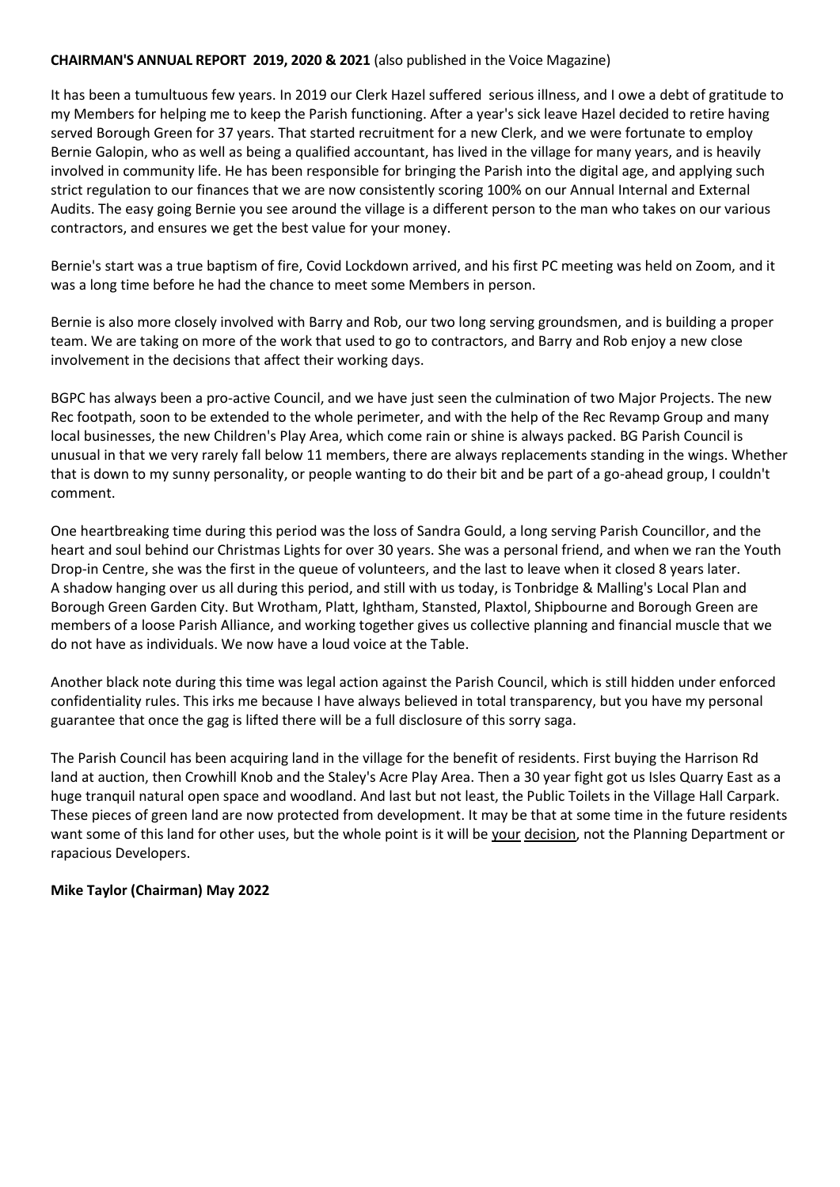**CHAIRMAN'S ANNUAL REPORT 2019, 2020 & 2021** (also published in the Voice Magazine)

It has been a tumultuous few years. In 2019 our Clerk Hazel suffered serious illness, and I owe a debt of gratitude to my Members for helping me to keep the Parish functioning. After a year's sick leave Hazel decided to retire having served Borough Green for 37 years. That started recruitment for a new Clerk, and we were fortunate to employ Bernie Galopin, who as well as being a qualified accountant, has lived in the village for many years, and is heavily involved in community life. He has been responsible for bringing the Parish into the digital age, and applying such strict regulation to our finances that we are now consistently scoring 100% on our Annual Internal and External Audits. The easy going Bernie you see around the village is a different person to the man who takes on our various contractors, and ensures we get the best value for your money.

Bernie's start was a true baptism of fire, Covid Lockdown arrived, and his first PC meeting was held on Zoom, and it was a long time before he had the chance to meet some Members in person.

Bernie is also more closely involved with Barry and Rob, our two long serving groundsmen, and is building a proper team. We are taking on more of the work that used to go to contractors, and Barry and Rob enjoy a new close involvement in the decisions that affect their working days.

BGPC has always been a pro-active Council, and we have just seen the culmination of two Major Projects. The new Rec footpath, soon to be extended to the whole perimeter, and with the help of the Rec Revamp Group and many local businesses, the new Children's Play Area, which come rain or shine is always packed. BG Parish Council is unusual in that we very rarely fall below 11 members, there are always replacements standing in the wings. Whether that is down to my sunny personality, or people wanting to do their bit and be part of a go-ahead group, I couldn't comment.

One heartbreaking time during this period was the loss of Sandra Gould, a long serving Parish Councillor, and the heart and soul behind our Christmas Lights for over 30 years. She was a personal friend, and when we ran the Youth Drop-in Centre, she was the first in the queue of volunteers, and the last to leave when it closed 8 years later.
A shadow hanging over us all during this period, and still with us today, is Tonbridge & Malling's Local Plan and Borough Green Garden City. But Wrotham, Platt, Ightham, Stansted, Plaxtol, Shipbourne and Borough Green are members of a loose Parish Alliance, and working together gives us collective planning and financial muscle that we do not have as individuals. We now have a loud voice at the Table.

Another black note during this time was legal action against the Parish Council, which is still hidden under enforced confidentiality rules. This irks me because I have always believed in total transparency, but you have my personal guarantee that once the gag is lifted there will be a full disclosure of this sorry saga.

The Parish Council has been acquiring land in the village for the benefit of residents. First buying the Harrison Rd land at auction, then Crowhill Knob and the Staley's Acre Play Area. Then a 30 year fight got us Isles Quarry East as a huge tranquil natural open space and woodland. And last but not least, the Public Toilets in the Village Hall Carpark. These pieces of green land are now protected from development. It may be that at some time in the future residents want some of this land for other uses, but the whole point is it will be your decision, not the Planning Department or rapacious Developers.

**Mike Taylor (Chairman) May 2022**